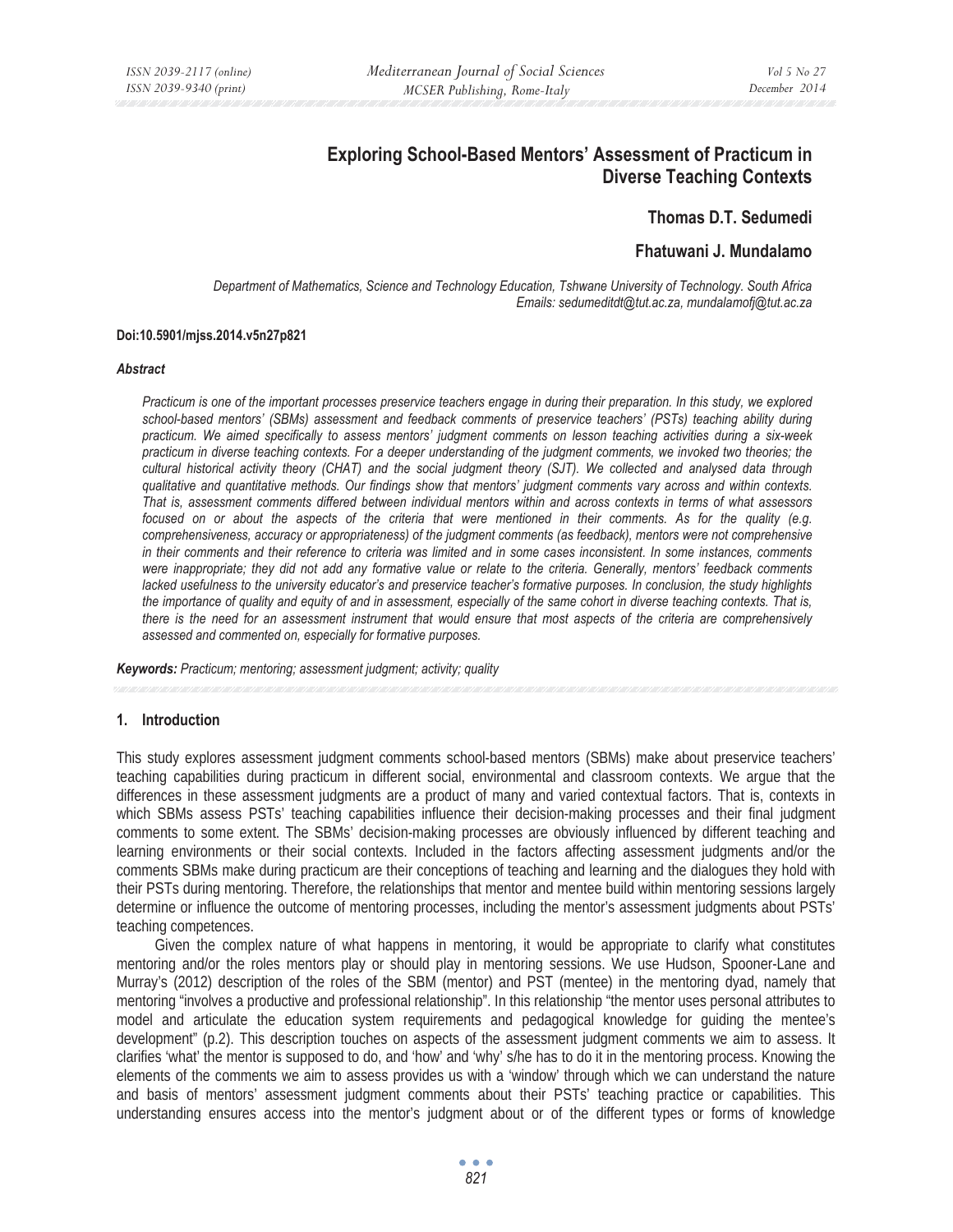# Exploring School-Based Mentors' Assessment of Practicum in Diverse Teaching Contexts

**Thomas D.T. Sedumedi**

**Fhatuwani J. Mundalamo**

*Department of Mathematics, Science and Technology Education, Tshwane University of Technology. South Africa*
*Emails: sedumeditdt@tut.ac.za, mundalamofj@tut.ac.za*

**Doi:10.5901/mjss.2014.v5n27p821**

***Abstract***

*Practicum is one of the important processes preservice teachers engage in during their preparation. In this study, we explored school-based mentors' (SBMs) assessment and feedback comments of preservice teachers' (PSTs) teaching ability during practicum. We aimed specifically to assess mentors' judgment comments on lesson teaching activities during a six-week practicum in diverse teaching contexts. For a deeper understanding of the judgment comments, we invoked two theories; the cultural historical activity theory (CHAT) and the social judgment theory (SJT). We collected and analysed data through qualitative and quantitative methods. Our findings show that mentors' judgment comments vary across and within contexts. That is, assessment comments differed between individual mentors within and across contexts in terms of what assessors focused on or about the aspects of the criteria that were mentioned in their comments. As for the quality (e.g. comprehensiveness, accuracy or appropriateness) of the judgment comments (as feedback), mentors were not comprehensive in their comments and their reference to criteria was limited and in some cases inconsistent. In some instances, comments were inappropriate; they did not add any formative value or relate to the criteria. Generally, mentors' feedback comments lacked usefulness to the university educator's and preservice teacher's formative purposes. In conclusion, the study highlights the importance of quality and equity of and in assessment, especially of the same cohort in diverse teaching contexts. That is, there is the need for an assessment instrument that would ensure that most aspects of the criteria are comprehensively assessed and commented on, especially for formative purposes.*

***Keywords:*** *Practicum; mentoring; assessment judgment; activity; quality*

## 1. Introduction

This study explores assessment judgment comments school-based mentors (SBMs) make about preservice teachers' teaching capabilities during practicum in different social, environmental and classroom contexts. We argue that the differences in these assessment judgments are a product of many and varied contextual factors. That is, contexts in which SBMs assess PSTs' teaching capabilities influence their decision-making processes and their final judgment comments to some extent. The SBMs' decision-making processes are obviously influenced by different teaching and learning environments or their social contexts. Included in the factors affecting assessment judgments and/or the comments SBMs make during practicum are their conceptions of teaching and learning and the dialogues they hold with their PSTs during mentoring. Therefore, the relationships that mentor and mentee build within mentoring sessions largely determine or influence the outcome of mentoring processes, including the mentor's assessment judgments about PSTs' teaching competences.

Given the complex nature of what happens in mentoring, it would be appropriate to clarify what constitutes mentoring and/or the roles mentors play or should play in mentoring sessions. We use Hudson, Spooner-Lane and Murray's (2012) description of the roles of the SBM (mentor) and PST (mentee) in the mentoring dyad, namely that mentoring "involves a productive and professional relationship". In this relationship "the mentor uses personal attributes to model and articulate the education system requirements and pedagogical knowledge for guiding the mentee's development" (p.2). This description touches on aspects of the assessment judgment comments we aim to assess. It clarifies 'what' the mentor is supposed to do, and 'how' and 'why' s/he has to do it in the mentoring process. Knowing the elements of the comments we aim to assess provides us with a 'window' through which we can understand the nature and basis of mentors' assessment judgment comments about their PSTs' teaching practice or capabilities. This understanding ensures access into the mentor's judgment about or of the different types or forms of knowledge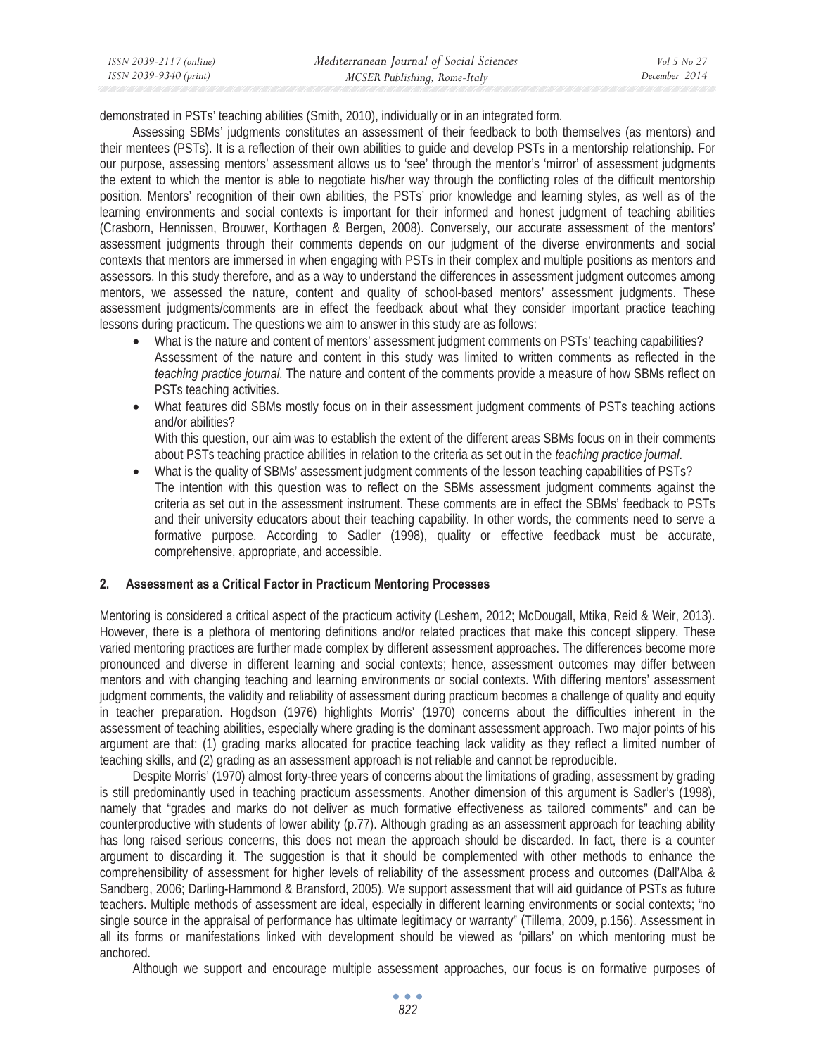demonstrated in PSTs' teaching abilities (Smith, 2010), individually or in an integrated form.

Assessing SBMs' judgments constitutes an assessment of their feedback to both themselves (as mentors) and their mentees (PSTs). It is a reflection of their own abilities to guide and develop PSTs in a mentorship relationship. For our purpose, assessing mentors' assessment allows us to 'see' through the mentor's 'mirror' of assessment judgments the extent to which the mentor is able to negotiate his/her way through the conflicting roles of the difficult mentorship position. Mentors' recognition of their own abilities, the PSTs' prior knowledge and learning styles, as well as of the learning environments and social contexts is important for their informed and honest judgment of teaching abilities (Crasborn, Hennissen, Brouwer, Korthagen & Bergen, 2008). Conversely, our accurate assessment of the mentors' assessment judgments through their comments depends on our judgment of the diverse environments and social contexts that mentors are immersed in when engaging with PSTs in their complex and multiple positions as mentors and assessors. In this study therefore, and as a way to understand the differences in assessment judgment outcomes among mentors, we assessed the nature, content and quality of school-based mentors' assessment judgments. These assessment judgments/comments are in effect the feedback about what they consider important practice teaching lessons during practicum. The questions we aim to answer in this study are as follows:

- What is the nature and content of mentors' assessment judgment comments on PSTs' teaching capabilities? Assessment of the nature and content in this study was limited to written comments as reflected in the *teaching practice journal*. The nature and content of the comments provide a measure of how SBMs reflect on PSTs teaching activities.
- What features did SBMs mostly focus on in their assessment judgment comments of PSTs teaching actions and/or abilities? With this question, our aim was to establish the extent of the different areas SBMs focus on in their comments about PSTs teaching practice abilities in relation to the criteria as set out in the *teaching practice journal*.
- What is the quality of SBMs' assessment judgment comments of the lesson teaching capabilities of PSTs? The intention with this question was to reflect on the SBMs assessment judgment comments against the criteria as set out in the assessment instrument. These comments are in effect the SBMs' feedback to PSTs and their university educators about their teaching capability. In other words, the comments need to serve a formative purpose. According to Sadler (1998), quality or effective feedback must be accurate, comprehensive, appropriate, and accessible.

## 2. Assessment as a Critical Factor in Practicum Mentoring Processes

Mentoring is considered a critical aspect of the practicum activity (Leshem, 2012; McDougall, Mtika, Reid & Weir, 2013). However, there is a plethora of mentoring definitions and/or related practices that make this concept slippery. These varied mentoring practices are further made complex by different assessment approaches. The differences become more pronounced and diverse in different learning and social contexts; hence, assessment outcomes may differ between mentors and with changing teaching and learning environments or social contexts. With differing mentors' assessment judgment comments, the validity and reliability of assessment during practicum becomes a challenge of quality and equity in teacher preparation. Hogdson (1976) highlights Morris' (1970) concerns about the difficulties inherent in the assessment of teaching abilities, especially where grading is the dominant assessment approach. Two major points of his argument are that: (1) grading marks allocated for practice teaching lack validity as they reflect a limited number of teaching skills, and (2) grading as an assessment approach is not reliable and cannot be reproducible.

Despite Morris' (1970) almost forty-three years of concerns about the limitations of grading, assessment by grading is still predominantly used in teaching practicum assessments. Another dimension of this argument is Sadler's (1998), namely that "grades and marks do not deliver as much formative effectiveness as tailored comments" and can be counterproductive with students of lower ability (p.77). Although grading as an assessment approach for teaching ability has long raised serious concerns, this does not mean the approach should be discarded. In fact, there is a counter argument to discarding it. The suggestion is that it should be complemented with other methods to enhance the comprehensibility of assessment for higher levels of reliability of the assessment process and outcomes (Dall'Alba & Sandberg, 2006; Darling-Hammond & Bransford, 2005). We support assessment that will aid guidance of PSTs as future teachers. Multiple methods of assessment are ideal, especially in different learning environments or social contexts; "no single source in the appraisal of performance has ultimate legitimacy or warranty" (Tillema, 2009, p.156). Assessment in all its forms or manifestations linked with development should be viewed as 'pillars' on which mentoring must be anchored.

Although we support and encourage multiple assessment approaches, our focus is on formative purposes of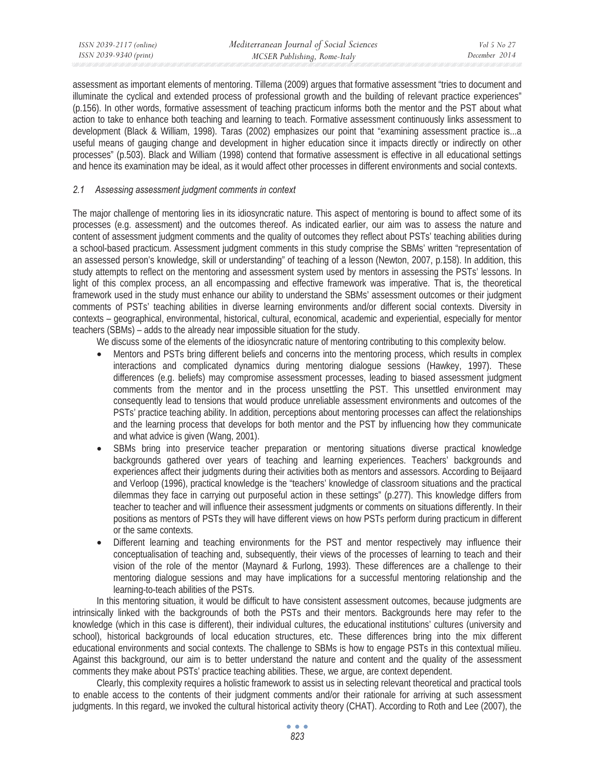assessment as important elements of mentoring. Tillema (2009) argues that formative assessment "tries to document and illuminate the cyclical and extended process of professional growth and the building of relevant practice experiences" (p.156). In other words, formative assessment of teaching practicum informs both the mentor and the PST about what action to take to enhance both teaching and learning to teach. Formative assessment continuously links assessment to development (Black & William, 1998). Taras (2002) emphasizes our point that "examining assessment practice is...a useful means of gauging change and development in higher education since it impacts directly or indirectly on other processes" (p.503). Black and William (1998) contend that formative assessment is effective in all educational settings and hence its examination may be ideal, as it would affect other processes in different environments and social contexts.

### *2.1 Assessing assessment judgment comments in context*

The major challenge of mentoring lies in its idiosyncratic nature. This aspect of mentoring is bound to affect some of its processes (e.g. assessment) and the outcomes thereof. As indicated earlier, our aim was to assess the nature and content of assessment judgment comments and the quality of outcomes they reflect about PSTs' teaching abilities during a school-based practicum. Assessment judgment comments in this study comprise the SBMs' written "representation of an assessed person's knowledge, skill or understanding" of teaching of a lesson (Newton, 2007, p.158). In addition, this study attempts to reflect on the mentoring and assessment system used by mentors in assessing the PSTs' lessons. In light of this complex process, an all encompassing and effective framework was imperative. That is, the theoretical framework used in the study must enhance our ability to understand the SBMs' assessment outcomes or their judgment comments of PSTs' teaching abilities in diverse learning environments and/or different social contexts. Diversity in contexts – geographical, environmental, historical, cultural, economical, academic and experiential, especially for mentor teachers (SBMs) – adds to the already near impossible situation for the study.

We discuss some of the elements of the idiosyncratic nature of mentoring contributing to this complexity below.

- Mentors and PSTs bring different beliefs and concerns into the mentoring process, which results in complex interactions and complicated dynamics during mentoring dialogue sessions (Hawkey, 1997). These differences (e.g. beliefs) may compromise assessment processes, leading to biased assessment judgment comments from the mentor and in the process unsettling the PST. This unsettled environment may consequently lead to tensions that would produce unreliable assessment environments and outcomes of the PSTs' practice teaching ability. In addition, perceptions about mentoring processes can affect the relationships and the learning process that develops for both mentor and the PST by influencing how they communicate and what advice is given (Wang, 2001).
- SBMs bring into preservice teacher preparation or mentoring situations diverse practical knowledge backgrounds gathered over years of teaching and learning experiences. Teachers' backgrounds and experiences affect their judgments during their activities both as mentors and assessors. According to Beijaard and Verloop (1996), practical knowledge is the "teachers' knowledge of classroom situations and the practical dilemmas they face in carrying out purposeful action in these settings" (p.277). This knowledge differs from teacher to teacher and will influence their assessment judgments or comments on situations differently. In their positions as mentors of PSTs they will have different views on how PSTs perform during practicum in different or the same contexts.
- Different learning and teaching environments for the PST and mentor respectively may influence their conceptualisation of teaching and, subsequently, their views of the processes of learning to teach and their vision of the role of the mentor (Maynard & Furlong, 1993). These differences are a challenge to their mentoring dialogue sessions and may have implications for a successful mentoring relationship and the learning-to-teach abilities of the PSTs.

In this mentoring situation, it would be difficult to have consistent assessment outcomes, because judgments are intrinsically linked with the backgrounds of both the PSTs and their mentors. Backgrounds here may refer to the knowledge (which in this case is different), their individual cultures, the educational institutions' cultures (university and school), historical backgrounds of local education structures, etc. These differences bring into the mix different educational environments and social contexts. The challenge to SBMs is how to engage PSTs in this contextual milieu. Against this background, our aim is to better understand the nature and content and the quality of the assessment comments they make about PSTs' practice teaching abilities. These, we argue, are context dependent.

Clearly, this complexity requires a holistic framework to assist us in selecting relevant theoretical and practical tools to enable access to the contents of their judgment comments and/or their rationale for arriving at such assessment judgments. In this regard, we invoked the cultural historical activity theory (CHAT). According to Roth and Lee (2007), the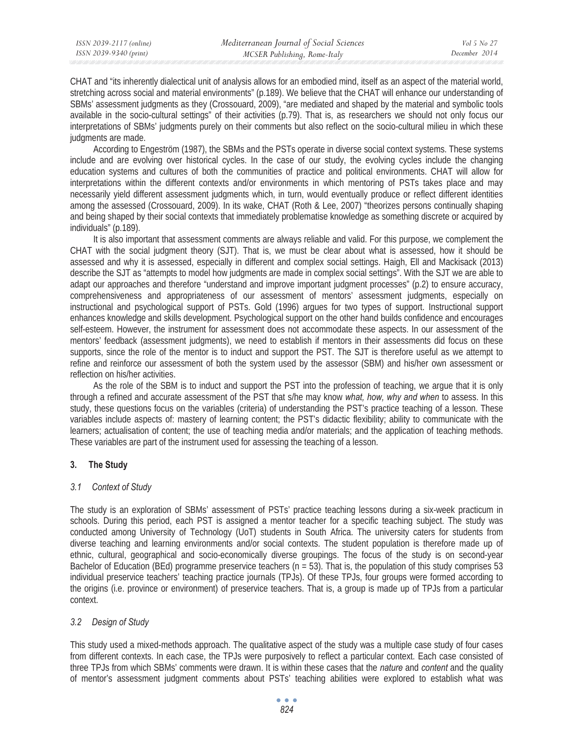CHAT and "its inherently dialectical unit of analysis allows for an embodied mind, itself as an aspect of the material world, stretching across social and material environments" (p.189). We believe that the CHAT will enhance our understanding of SBMs' assessment judgments as they (Crossouard, 2009), "are mediated and shaped by the material and symbolic tools available in the socio-cultural settings" of their activities (p.79). That is, as researchers we should not only focus our interpretations of SBMs' judgments purely on their comments but also reflect on the socio-cultural milieu in which these judgments are made.

According to Engeström (1987), the SBMs and the PSTs operate in diverse social context systems. These systems include and are evolving over historical cycles. In the case of our study, the evolving cycles include the changing education systems and cultures of both the communities of practice and political environments. CHAT will allow for interpretations within the different contexts and/or environments in which mentoring of PSTs takes place and may necessarily yield different assessment judgments which, in turn, would eventually produce or reflect different identities among the assessed (Crossouard, 2009). In its wake, CHAT (Roth & Lee, 2007) "theorizes persons continually shaping and being shaped by their social contexts that immediately problematise knowledge as something discrete or acquired by individuals" (p.189).

It is also important that assessment comments are always reliable and valid. For this purpose, we complement the CHAT with the social judgment theory (SJT). That is, we must be clear about what is assessed, how it should be assessed and why it is assessed, especially in different and complex social settings. Haigh, Ell and Mackisack (2013) describe the SJT as "attempts to model how judgments are made in complex social settings". With the SJT we are able to adapt our approaches and therefore "understand and improve important judgment processes" (p.2) to ensure accuracy, comprehensiveness and appropriateness of our assessment of mentors' assessment judgments, especially on instructional and psychological support of PSTs. Gold (1996) argues for two types of support. Instructional support enhances knowledge and skills development. Psychological support on the other hand builds confidence and encourages self-esteem. However, the instrument for assessment does not accommodate these aspects. In our assessment of the mentors' feedback (assessment judgments), we need to establish if mentors in their assessments did focus on these supports, since the role of the mentor is to induct and support the PST. The SJT is therefore useful as we attempt to refine and reinforce our assessment of both the system used by the assessor (SBM) and his/her own assessment or reflection on his/her activities.

As the role of the SBM is to induct and support the PST into the profession of teaching, we argue that it is only through a refined and accurate assessment of the PST that s/he may know *what, how, why and when* to assess. In this study, these questions focus on the variables (criteria) of understanding the PST's practice teaching of a lesson. These variables include aspects of: mastery of learning content; the PST's didactic flexibility; ability to communicate with the learners; actualisation of content; the use of teaching media and/or materials; and the application of teaching methods. These variables are part of the instrument used for assessing the teaching of a lesson.

## 3. The Study

### *3.1 Context of Study*

The study is an exploration of SBMs' assessment of PSTs' practice teaching lessons during a six-week practicum in schools. During this period, each PST is assigned a mentor teacher for a specific teaching subject. The study was conducted among University of Technology (UoT) students in South Africa. The university caters for students from diverse teaching and learning environments and/or social contexts. The student population is therefore made up of ethnic, cultural, geographical and socio-economically diverse groupings. The focus of the study is on second-year Bachelor of Education (BEd) programme preservice teachers (n = 53). That is, the population of this study comprises 53 individual preservice teachers' teaching practice journals (TPJs). Of these TPJs, four groups were formed according to the origins (i.e. province or environment) of preservice teachers. That is, a group is made up of TPJs from a particular context.

### *3.2 Design of Study*

This study used a mixed-methods approach. The qualitative aspect of the study was a multiple case study of four cases from different contexts. In each case, the TPJs were purposively to reflect a particular context. Each case consisted of three TPJs from which SBMs' comments were drawn. It is within these cases that the *nature* and *content* and the quality of mentor's assessment judgment comments about PSTs' teaching abilities were explored to establish what was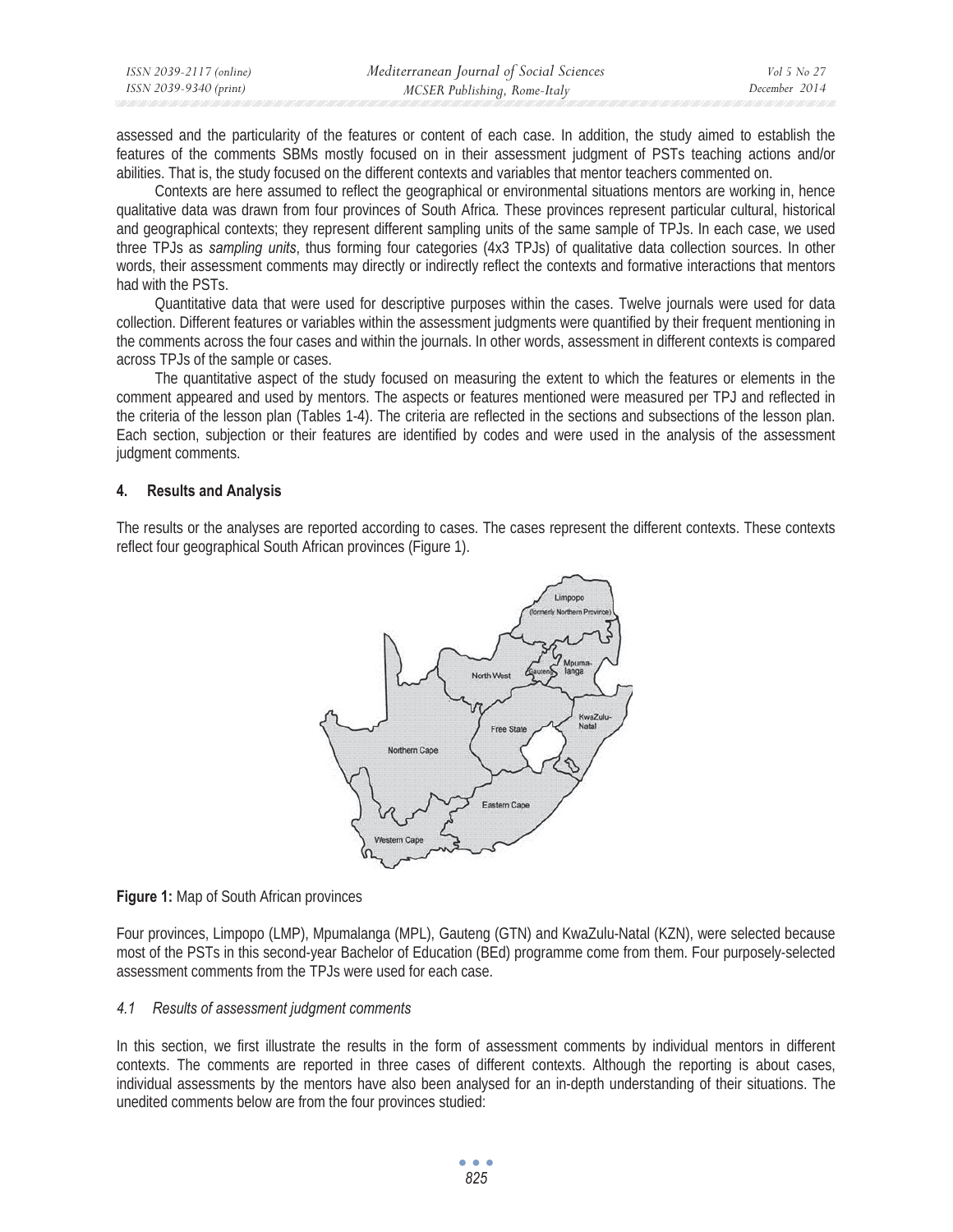assessed and the particularity of the features or content of each case. In addition, the study aimed to establish the features of the comments SBMs mostly focused on in their assessment judgment of PSTs teaching actions and/or abilities. That is, the study focused on the different contexts and variables that mentor teachers commented on.

Contexts are here assumed to reflect the geographical or environmental situations mentors are working in, hence qualitative data was drawn from four provinces of South Africa. These provinces represent particular cultural, historical and geographical contexts; they represent different sampling units of the same sample of TPJs. In each case, we used three TPJs as *sampling units*, thus forming four categories (4x3 TPJs) of qualitative data collection sources. In other words, their assessment comments may directly or indirectly reflect the contexts and formative interactions that mentors had with the PSTs.

Quantitative data that were used for descriptive purposes within the cases. Twelve journals were used for data collection. Different features or variables within the assessment judgments were quantified by their frequent mentioning in the comments across the four cases and within the journals. In other words, assessment in different contexts is compared across TPJs of the sample or cases.

The quantitative aspect of the study focused on measuring the extent to which the features or elements in the comment appeared and used by mentors. The aspects or features mentioned were measured per TPJ and reflected in the criteria of the lesson plan (Tables 1-4). The criteria are reflected in the sections and subsections of the lesson plan. Each section, subjection or their features are identified by codes and were used in the analysis of the assessment judgment comments.

## 4. Results and Analysis

The results or the analyses are reported according to cases. The cases represent the different contexts. These contexts reflect four geographical South African provinces (Figure 1).

**Figure 1:** Map of South African provinces

Four provinces, Limpopo (LMP), Mpumalanga (MPL), Gauteng (GTN) and KwaZulu-Natal (KZN), were selected because most of the PSTs in this second-year Bachelor of Education (BEd) programme come from them. Four purposely-selected assessment comments from the TPJs were used for each case.

### *4.1 Results of assessment judgment comments*

In this section, we first illustrate the results in the form of assessment comments by individual mentors in different contexts. The comments are reported in three cases of different contexts. Although the reporting is about cases, individual assessments by the mentors have also been analysed for an in-depth understanding of their situations. The unedited comments below are from the four provinces studied: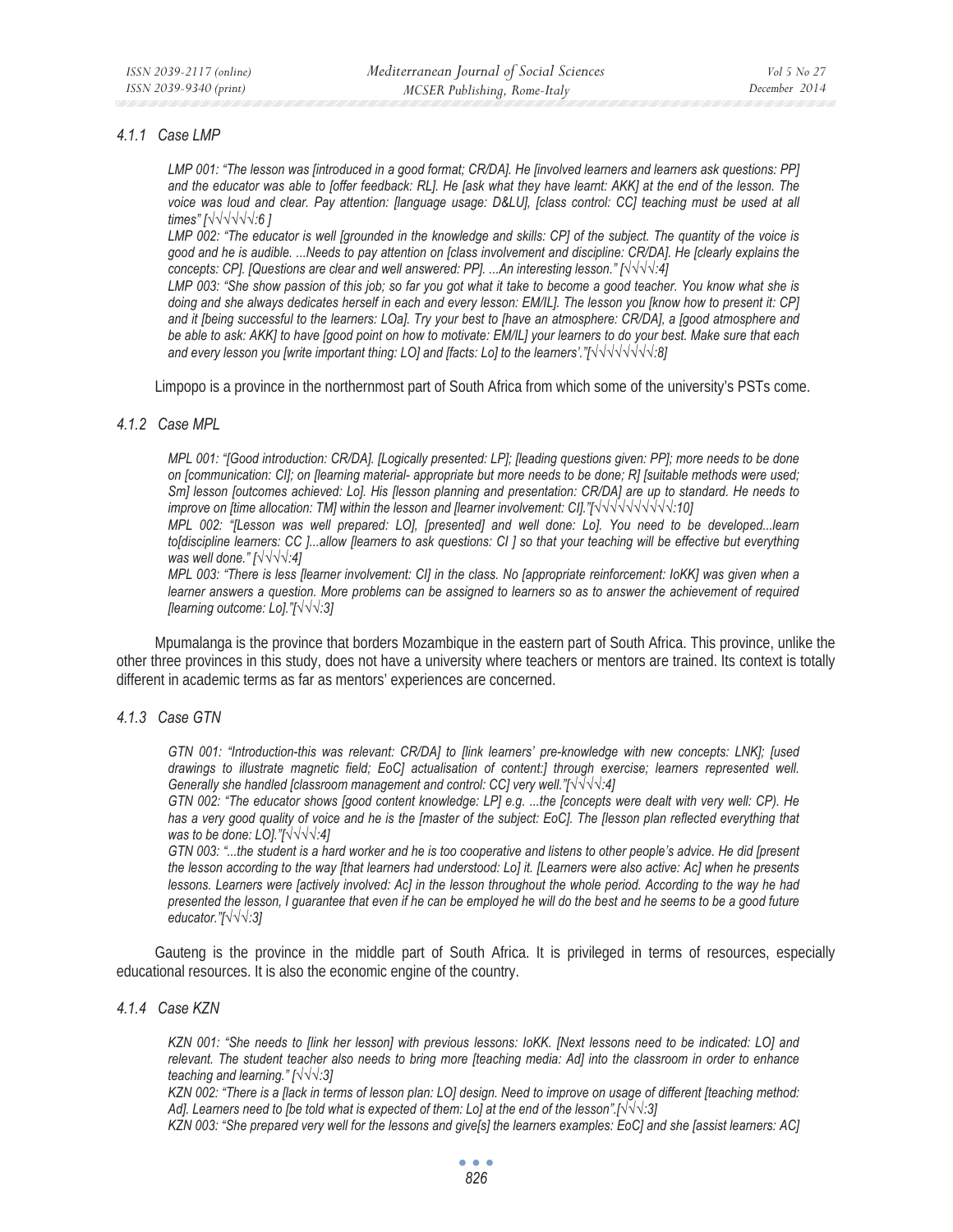#### 4.1.1 Case LMP

*LMP 001: "The lesson was [introduced in a good format; CR/DA]. He [involved learners and learners ask questions: PP] and the educator was able to [offer feedback: RL]. He [ask what they have learnt: AKK] at the end of the lesson. The voice was loud and clear. Pay attention: [language usage: D&LU], [class control: CC] teaching must be used at all times" [√√√√√√:6 ]*

*LMP 002: "The educator is well [grounded in the knowledge and skills: CP] of the subject. The quantity of the voice is good and he is audible. ...Needs to pay attention on [class involvement and discipline: CR/DA]. He [clearly explains the concepts: CP]. [Questions are clear and well answered: PP]. ...An interesting lesson." [√√√√:4]*

*LMP 003: "She show passion of this job; so far you got what it take to become a good teacher. You know what she is doing and she always dedicates herself in each and every lesson: EM/IL]. The lesson you [know how to present it: CP] and it [being successful to the learners: LOa]. Try your best to [have an atmosphere: CR/DA], a [good atmosphere and be able to ask: AKK] to have [good point on how to motivate: EM/IL] your learners to do your best. Make sure that each and every lesson you [write important thing: LO] and [facts: Lo] to the learners'."[√√√√√√√√:8]*

Limpopo is a province in the northernmost part of South Africa from which some of the university's PSTs come.

#### 4.1.2 Case MPL

*MPL 001: "[Good introduction: CR/DA]. [Logically presented: LP]; [leading questions given: PP]; more needs to be done on [communication: CI]; on [learning material- appropriate but more needs to be done; R] [suitable methods were used; Sm] lesson [outcomes achieved: Lo]. His [lesson planning and presentation: CR/DA] are up to standard. He needs to improve on [time allocation: TM] within the lesson and [learner involvement: CI]."[√√√√√√√√√√:10]*

*MPL 002: "[Lesson was well prepared: LO], [presented] and well done: Lo]. You need to be developed...learn to[discipline learners: CC ]...allow [learners to ask questions: CI ] so that your teaching will be effective but everything was well done." [√√√√:4]*

*MPL 003: "There is less [learner involvement: CI] in the class. No [appropriate reinforcement: IoKK] was given when a learner answers a question. More problems can be assigned to learners so as to answer the achievement of required [learning outcome: Lo]."[√√√:3]*

Mpumalanga is the province that borders Mozambique in the eastern part of South Africa. This province, unlike the other three provinces in this study, does not have a university where teachers or mentors are trained. Its context is totally different in academic terms as far as mentors' experiences are concerned.

#### 4.1.3 Case GTN

*GTN 001: "Introduction-this was relevant: CR/DA] to [link learners' pre-knowledge with new concepts: LNK]; [used drawings to illustrate magnetic field; EoC] actualisation of content:] through exercise; learners represented well. Generally she handled [classroom management and control: CC] very well."[√√√√:4]*

*GTN 002: "The educator shows [good content knowledge: LP] e.g. ...the [concepts were dealt with very well: CP). He has a very good quality of voice and he is the [master of the subject: EoC]. The [lesson plan reflected everything that was to be done: LO]."[√√√√:4]*

*GTN 003: "...the student is a hard worker and he is too cooperative and listens to other people's advice. He did [present the lesson according to the way [that learners had understood: Lo] it. [Learners were also active: Ac] when he presents lessons. Learners were [actively involved: Ac] in the lesson throughout the whole period. According to the way he had presented the lesson, I guarantee that even if he can be employed he will do the best and he seems to be a good future educator."[√√√:3]*

Gauteng is the province in the middle part of South Africa. It is privileged in terms of resources, especially educational resources. It is also the economic engine of the country.

#### 4.1.4 Case KZN

*KZN 001: "She needs to [link her lesson] with previous lessons: IoKK. [Next lessons need to be indicated: LO] and relevant. The student teacher also needs to bring more [teaching media: Ad] into the classroom in order to enhance teaching and learning." [√√√:3]*

*KZN 002: "There is a [lack in terms of lesson plan: LO] design. Need to improve on usage of different [teaching method: Ad]. Learners need to [be told what is expected of them: Lo] at the end of the lesson".[√√√:3]*

*KZN 003: "She prepared very well for the lessons and give[s] the learners examples: EoC] and she [assist learners: AC]*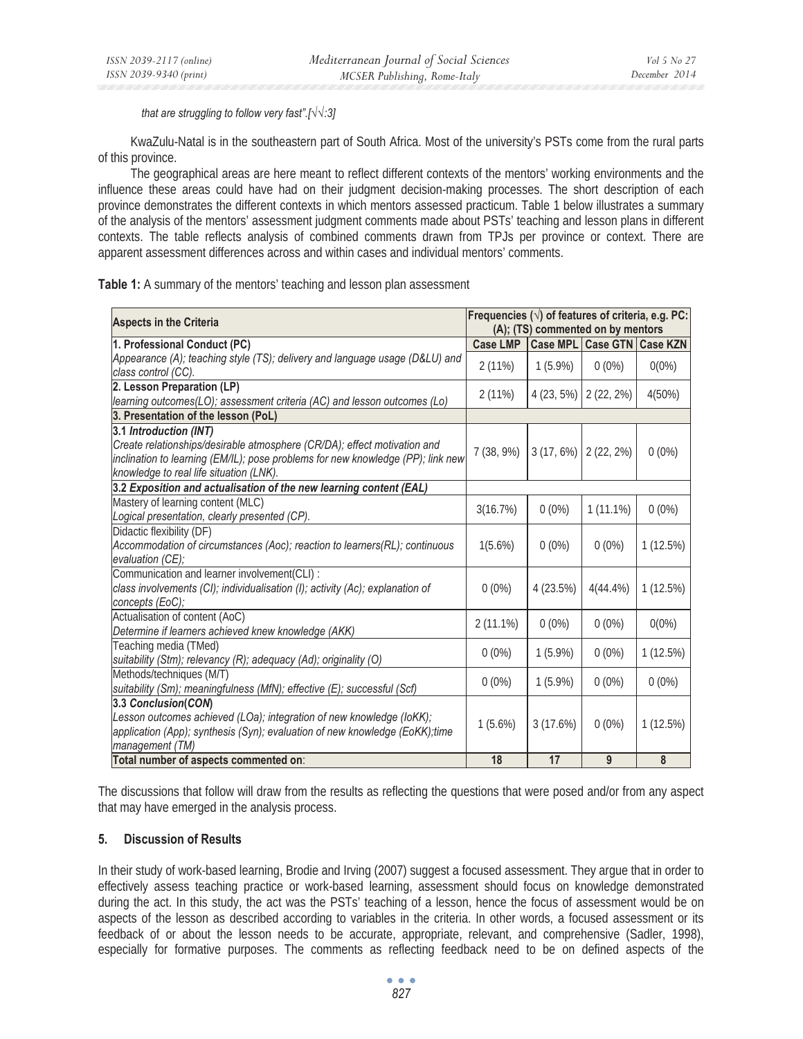*that are struggling to follow very fast".[√√:3]*

KwaZulu-Natal is in the southeastern part of South Africa. Most of the university's PSTs come from the rural parts of this province.

The geographical areas are here meant to reflect different contexts of the mentors' working environments and the influence these areas could have had on their judgment decision-making processes. The short description of each province demonstrates the different contexts in which mentors assessed practicum. Table 1 below illustrates a summary of the analysis of the mentors' assessment judgment comments made about PSTs' teaching and lesson plans in different contexts. The table reflects analysis of combined comments drawn from TPJs per province or context. There are apparent assessment differences across and within cases and individual mentors' comments.

**Table 1:** A summary of the mentors' teaching and lesson plan assessment

| **Aspects in the Criteria** | **Frequencies (√) of features of criteria, e.g. PC: (A); (TS) commented on by mentors** | | | |
|---|---|---|---|---|
| **1. Professional Conduct (PC)** | **Case LMP** | **Case MPL** | **Case GTN** | **Case KZN** |
| *Appearance (A); teaching style (TS); delivery and language usage (D&LU) and class control (CC).* | 2 (11%) | 1 (5.9%) | 0 (0%) | 0(0%) |
| **2. Lesson Preparation (LP)** *learning outcomes(LO); assessment criteria (AC) and lesson outcomes (Lo)* | 2 (11%) | 4 (23, 5%) | 2 (22, 2%) | 4(50%) |
| **3. Presentation of the lesson (PoL)** | | | | |
| ***3.1 Introduction (INT)*** *Create relationships/desirable atmosphere (CR/DA); effect motivation and inclination to learning (EM/IL); pose problems for new knowledge (PP); link new knowledge to real life situation (LNK).* | 7 (38, 9%) | 3 (17, 6%) | 2 (22, 2%) | 0 (0%) |
| ***3.2 Exposition and actualisation of the new learning content (EAL)*** | | | | |
| Mastery of learning content (MLC) *Logical presentation, clearly presented (CP).* | 3(16.7%) | 0 (0%) | 1 (11.1%) | 0 (0%) |
| Didactic flexibility (DF) *Accommodation of circumstances (Aoc); reaction to learners(RL); continuous evaluation (CE);* | 1(5.6%) | 0 (0%) | 0 (0%) | 1 (12.5%) |
| Communication and learner involvement(CLI) : *class involvements (CI); individualisation (I); activity (Ac); explanation of concepts (EoC);* | 0 (0%) | 4 (23.5%) | 4(44.4%) | 1 (12.5%) |
| Actualisation of content (AoC) *Determine if learners achieved knew knowledge (AKK)* | 2 (11.1%) | 0 (0%) | 0 (0%) | 0(0%) |
| Teaching media (TMed) *suitability (Stm); relevancy (R); adequacy (Ad); originality (O)* | 0 (0%) | 1 (5.9%) | 0 (0%) | 1 (12.5%) |
| Methods/techniques (M/T) *suitability (Sm); meaningfulness (MfN); effective (E); successful (Scf)* | 0 (0%) | 1 (5.9%) | 0 (0%) | 0 (0%) |
| ***3.3 Conclusion(CON)*** *Lesson outcomes achieved (LOa); integration of new knowledge (IoKK); application (App); synthesis (Syn); evaluation of new knowledge (EoKK);time management (TM)* | 1 (5.6%) | 3 (17.6%) | 0 (0%) | 1 (12.5%) |
| **Total number of aspects commented on**: | **18** | **17** | **9** | **8** |

The discussions that follow will draw from the results as reflecting the questions that were posed and/or from any aspect that may have emerged in the analysis process.

## 5. Discussion of Results

In their study of work-based learning, Brodie and Irving (2007) suggest a focused assessment. They argue that in order to effectively assess teaching practice or work-based learning, assessment should focus on knowledge demonstrated during the act. In this study, the act was the PSTs' teaching of a lesson, hence the focus of assessment would be on aspects of the lesson as described according to variables in the criteria. In other words, a focused assessment or its feedback of or about the lesson needs to be accurate, appropriate, relevant, and comprehensive (Sadler, 1998), especially for formative purposes. The comments as reflecting feedback need to be on defined aspects of the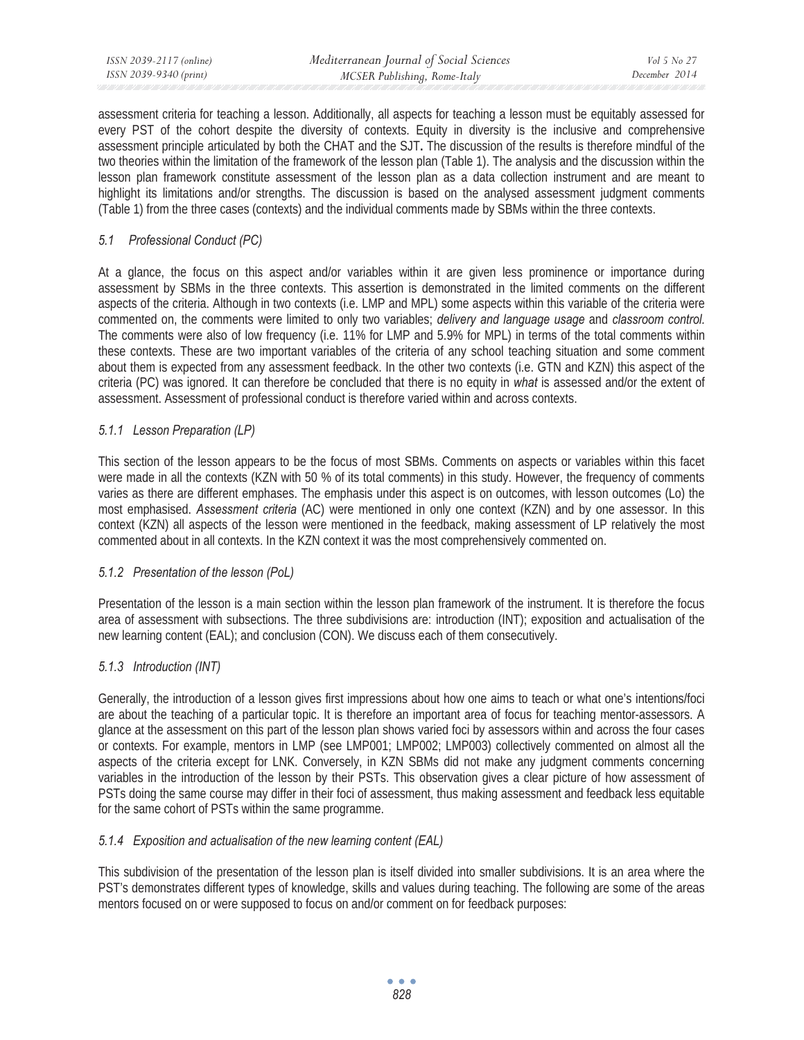assessment criteria for teaching a lesson. Additionally, all aspects for teaching a lesson must be equitably assessed for every PST of the cohort despite the diversity of contexts. Equity in diversity is the inclusive and comprehensive assessment principle articulated by both the CHAT and the SJT**.** The discussion of the results is therefore mindful of the two theories within the limitation of the framework of the lesson plan (Table 1). The analysis and the discussion within the lesson plan framework constitute assessment of the lesson plan as a data collection instrument and are meant to highlight its limitations and/or strengths. The discussion is based on the analysed assessment judgment comments (Table 1) from the three cases (contexts) and the individual comments made by SBMs within the three contexts.

### *5.1 Professional Conduct (PC)*

At a glance, the focus on this aspect and/or variables within it are given less prominence or importance during assessment by SBMs in the three contexts. This assertion is demonstrated in the limited comments on the different aspects of the criteria. Although in two contexts (i.e. LMP and MPL) some aspects within this variable of the criteria were commented on, the comments were limited to only two variables; *delivery and language usage* and *classroom control.* The comments were also of low frequency (i.e. 11% for LMP and 5.9% for MPL) in terms of the total comments within these contexts. These are two important variables of the criteria of any school teaching situation and some comment about them is expected from any assessment feedback. In the other two contexts (i.e. GTN and KZN) this aspect of the criteria (PC) was ignored. It can therefore be concluded that there is no equity in *what* is assessed and/or the extent of assessment. Assessment of professional conduct is therefore varied within and across contexts.

#### *5.1.1 Lesson Preparation (LP)*

This section of the lesson appears to be the focus of most SBMs. Comments on aspects or variables within this facet were made in all the contexts (KZN with 50 % of its total comments) in this study. However, the frequency of comments varies as there are different emphases. The emphasis under this aspect is on outcomes, with lesson outcomes (Lo) the most emphasised. *Assessment criteria* (AC) were mentioned in only one context (KZN) and by one assessor. In this context (KZN) all aspects of the lesson were mentioned in the feedback, making assessment of LP relatively the most commented about in all contexts. In the KZN context it was the most comprehensively commented on.

#### *5.1.2 Presentation of the lesson (PoL)*

Presentation of the lesson is a main section within the lesson plan framework of the instrument. It is therefore the focus area of assessment with subsections. The three subdivisions are: introduction (INT); exposition and actualisation of the new learning content (EAL); and conclusion (CON). We discuss each of them consecutively.

#### *5.1.3 Introduction (INT)*

Generally, the introduction of a lesson gives first impressions about how one aims to teach or what one's intentions/foci are about the teaching of a particular topic. It is therefore an important area of focus for teaching mentor-assessors. A glance at the assessment on this part of the lesson plan shows varied foci by assessors within and across the four cases or contexts. For example, mentors in LMP (see LMP001; LMP002; LMP003) collectively commented on almost all the aspects of the criteria except for LNK. Conversely, in KZN SBMs did not make any judgment comments concerning variables in the introduction of the lesson by their PSTs. This observation gives a clear picture of how assessment of PSTs doing the same course may differ in their foci of assessment, thus making assessment and feedback less equitable for the same cohort of PSTs within the same programme.

#### *5.1.4 Exposition and actualisation of the new learning content (EAL)*

This subdivision of the presentation of the lesson plan is itself divided into smaller subdivisions. It is an area where the PST's demonstrates different types of knowledge, skills and values during teaching. The following are some of the areas mentors focused on or were supposed to focus on and/or comment on for feedback purposes: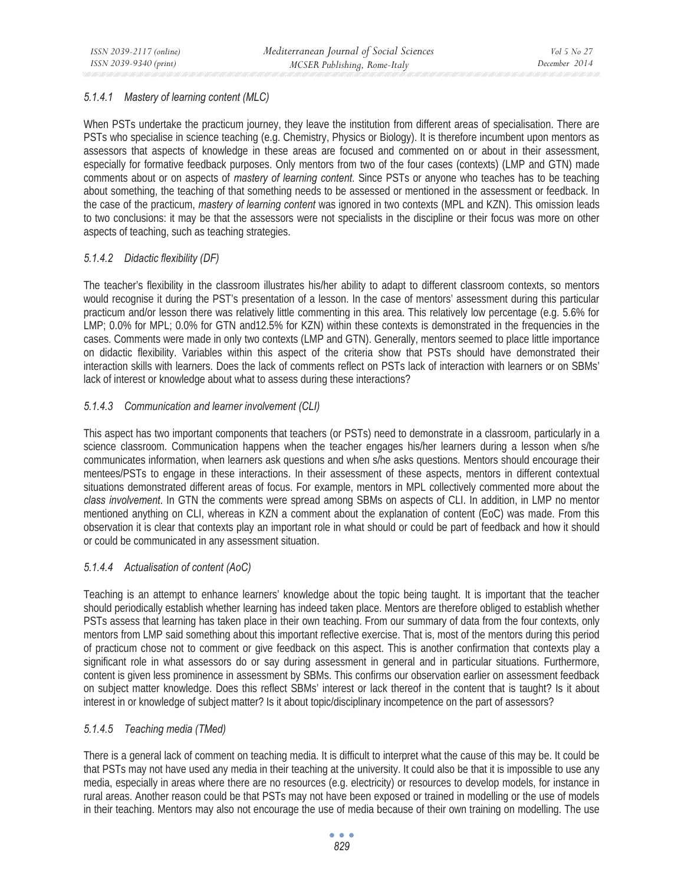#### *5.1.4.1 Mastery of learning content (MLC)*

When PSTs undertake the practicum journey, they leave the institution from different areas of specialisation. There are PSTs who specialise in science teaching (e.g. Chemistry, Physics or Biology). It is therefore incumbent upon mentors as assessors that aspects of knowledge in these areas are focused and commented on or about in their assessment, especially for formative feedback purposes. Only mentors from two of the four cases (contexts) (LMP and GTN) made comments about or on aspects of *mastery of learning content*. Since PSTs or anyone who teaches has to be teaching about something, the teaching of that something needs to be assessed or mentioned in the assessment or feedback. In the case of the practicum, *mastery of learning content* was ignored in two contexts (MPL and KZN). This omission leads to two conclusions: it may be that the assessors were not specialists in the discipline or their focus was more on other aspects of teaching, such as teaching strategies.

#### *5.1.4.2 Didactic flexibility (DF)*

The teacher's flexibility in the classroom illustrates his/her ability to adapt to different classroom contexts, so mentors would recognise it during the PST's presentation of a lesson. In the case of mentors' assessment during this particular practicum and/or lesson there was relatively little commenting in this area. This relatively low percentage (e.g. 5.6% for LMP; 0.0% for MPL; 0.0% for GTN and12.5% for KZN) within these contexts is demonstrated in the frequencies in the cases. Comments were made in only two contexts (LMP and GTN). Generally, mentors seemed to place little importance on didactic flexibility. Variables within this aspect of the criteria show that PSTs should have demonstrated their interaction skills with learners. Does the lack of comments reflect on PSTs lack of interaction with learners or on SBMs' lack of interest or knowledge about what to assess during these interactions?

#### *5.1.4.3 Communication and learner involvement (CLI)*

This aspect has two important components that teachers (or PSTs) need to demonstrate in a classroom, particularly in a science classroom. Communication happens when the teacher engages his/her learners during a lesson when s/he communicates information, when learners ask questions and when s/he asks questions. Mentors should encourage their mentees/PSTs to engage in these interactions. In their assessment of these aspects, mentors in different contextual situations demonstrated different areas of focus. For example, mentors in MPL collectively commented more about the *class involvement*. In GTN the comments were spread among SBMs on aspects of CLI. In addition, in LMP no mentor mentioned anything on CLI, whereas in KZN a comment about the explanation of content (EoC) was made. From this observation it is clear that contexts play an important role in what should or could be part of feedback and how it should or could be communicated in any assessment situation.

#### *5.1.4.4 Actualisation of content (AoC)*

Teaching is an attempt to enhance learners' knowledge about the topic being taught. It is important that the teacher should periodically establish whether learning has indeed taken place. Mentors are therefore obliged to establish whether PSTs assess that learning has taken place in their own teaching. From our summary of data from the four contexts, only mentors from LMP said something about this important reflective exercise. That is, most of the mentors during this period of practicum chose not to comment or give feedback on this aspect. This is another confirmation that contexts play a significant role in what assessors do or say during assessment in general and in particular situations. Furthermore, content is given less prominence in assessment by SBMs. This confirms our observation earlier on assessment feedback on subject matter knowledge. Does this reflect SBMs' interest or lack thereof in the content that is taught? Is it about interest in or knowledge of subject matter? Is it about topic/disciplinary incompetence on the part of assessors?

#### *5.1.4.5 Teaching media (TMed)*

There is a general lack of comment on teaching media. It is difficult to interpret what the cause of this may be. It could be that PSTs may not have used any media in their teaching at the university. It could also be that it is impossible to use any media, especially in areas where there are no resources (e.g. electricity) or resources to develop models, for instance in rural areas. Another reason could be that PSTs may not have been exposed or trained in modelling or the use of models in their teaching. Mentors may also not encourage the use of media because of their own training on modelling. The use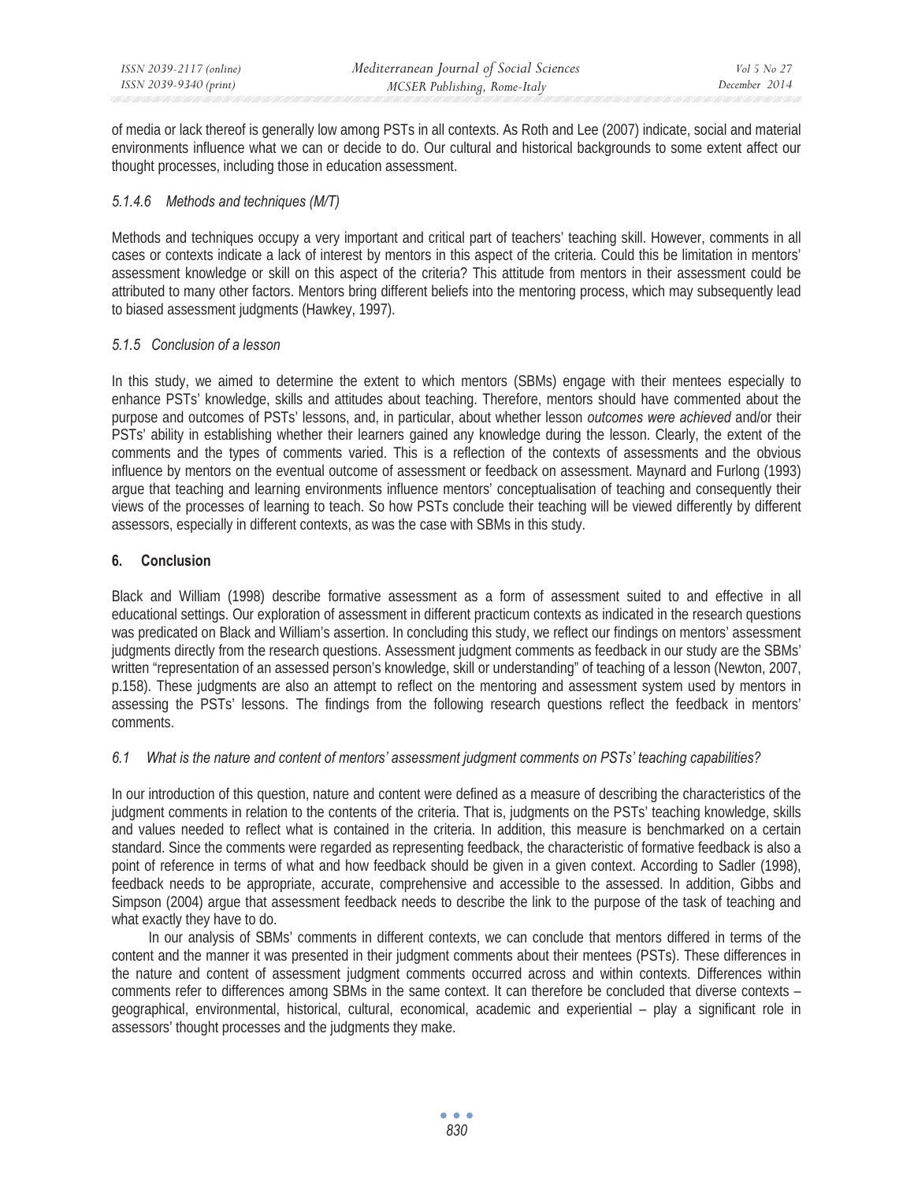of media or lack thereof is generally low among PSTs in all contexts. As Roth and Lee (2007) indicate, social and material environments influence what we can or decide to do. Our cultural and historical backgrounds to some extent affect our thought processes, including those in education assessment.

#### *5.1.4.6 Methods and techniques (M/T)*

Methods and techniques occupy a very important and critical part of teachers' teaching skill. However, comments in all cases or contexts indicate a lack of interest by mentors in this aspect of the criteria. Could this be limitation in mentors' assessment knowledge or skill on this aspect of the criteria? This attitude from mentors in their assessment could be attributed to many other factors. Mentors bring different beliefs into the mentoring process, which may subsequently lead to biased assessment judgments (Hawkey, 1997).

### *5.1.5 Conclusion of a lesson*

In this study, we aimed to determine the extent to which mentors (SBMs) engage with their mentees especially to enhance PSTs' knowledge, skills and attitudes about teaching. Therefore, mentors should have commented about the purpose and outcomes of PSTs' lessons, and, in particular, about whether lesson *outcomes were achieved* and/or their PSTs' ability in establishing whether their learners gained any knowledge during the lesson. Clearly, the extent of the comments and the types of comments varied. This is a reflection of the contexts of assessments and the obvious influence by mentors on the eventual outcome of assessment or feedback on assessment. Maynard and Furlong (1993) argue that teaching and learning environments influence mentors' conceptualisation of teaching and consequently their views of the processes of learning to teach. So how PSTs conclude their teaching will be viewed differently by different assessors, especially in different contexts, as was the case with SBMs in this study.

## 6. Conclusion

Black and William (1998) describe formative assessment as a form of assessment suited to and effective in all educational settings. Our exploration of assessment in different practicum contexts as indicated in the research questions was predicated on Black and William's assertion. In concluding this study, we reflect our findings on mentors' assessment judgments directly from the research questions. Assessment judgment comments as feedback in our study are the SBMs' written "representation of an assessed person's knowledge, skill or understanding" of teaching of a lesson (Newton, 2007, p.158). These judgments are also an attempt to reflect on the mentoring and assessment system used by mentors in assessing the PSTs' lessons. The findings from the following research questions reflect the feedback in mentors' comments.

### *6.1 What is the nature and content of mentors' assessment judgment comments on PSTs' teaching capabilities?*

In our introduction of this question, nature and content were defined as a measure of describing the characteristics of the judgment comments in relation to the contents of the criteria. That is, judgments on the PSTs' teaching knowledge, skills and values needed to reflect what is contained in the criteria. In addition, this measure is benchmarked on a certain standard. Since the comments were regarded as representing feedback, the characteristic of formative feedback is also a point of reference in terms of what and how feedback should be given in a given context. According to Sadler (1998), feedback needs to be appropriate, accurate, comprehensive and accessible to the assessed. In addition, Gibbs and Simpson (2004) argue that assessment feedback needs to describe the link to the purpose of the task of teaching and what exactly they have to do.

In our analysis of SBMs' comments in different contexts, we can conclude that mentors differed in terms of the content and the manner it was presented in their judgment comments about their mentees (PSTs). These differences in the nature and content of assessment judgment comments occurred across and within contexts. Differences within comments refer to differences among SBMs in the same context. It can therefore be concluded that diverse contexts – geographical, environmental, historical, cultural, economical, academic and experiential – play a significant role in assessors' thought processes and the judgments they make.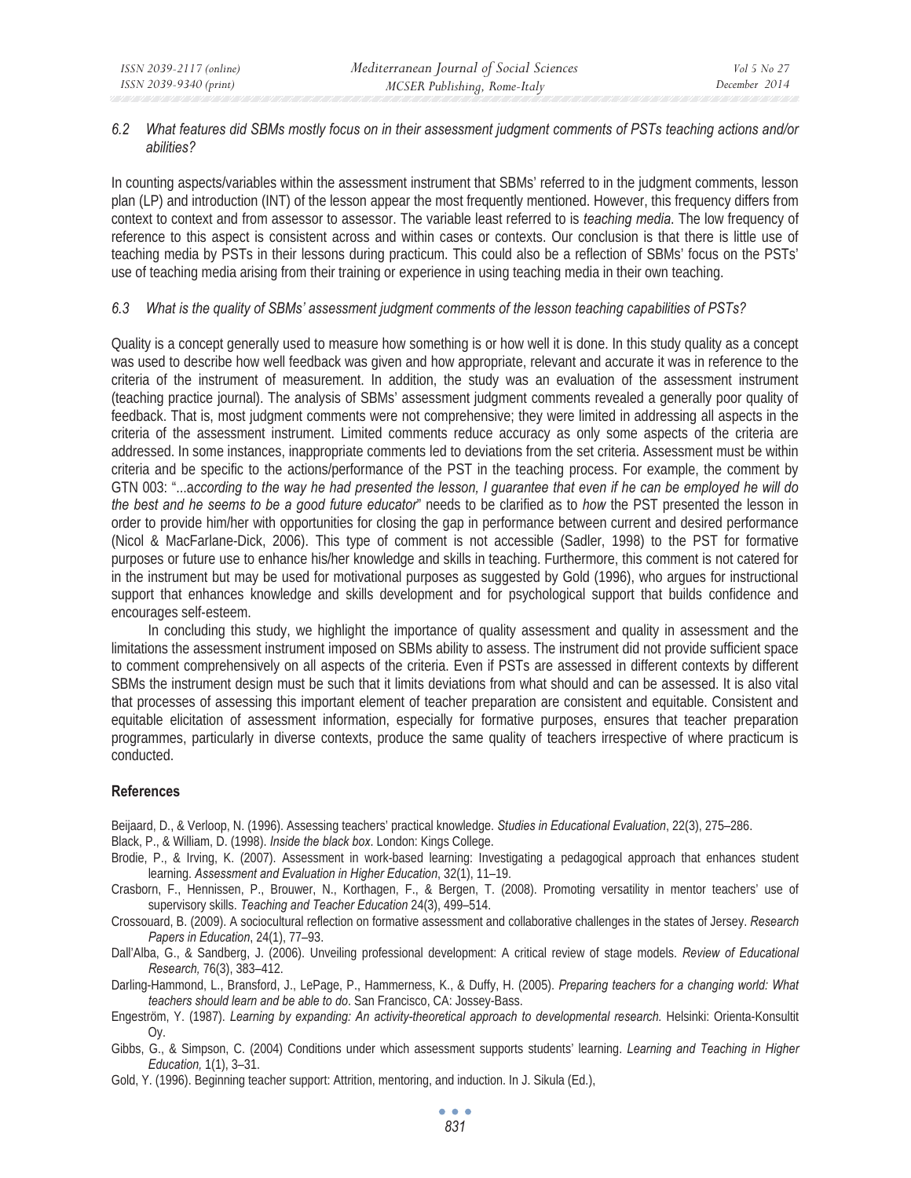### *6.2 What features did SBMs mostly focus on in their assessment judgment comments of PSTs teaching actions and/or abilities?*

In counting aspects/variables within the assessment instrument that SBMs' referred to in the judgment comments, lesson plan (LP) and introduction (INT) of the lesson appear the most frequently mentioned. However, this frequency differs from context to context and from assessor to assessor. The variable least referred to is *teaching media*. The low frequency of reference to this aspect is consistent across and within cases or contexts. Our conclusion is that there is little use of teaching media by PSTs in their lessons during practicum. This could also be a reflection of SBMs' focus on the PSTs' use of teaching media arising from their training or experience in using teaching media in their own teaching.

### *6.3 What is the quality of SBMs' assessment judgment comments of the lesson teaching capabilities of PSTs?*

Quality is a concept generally used to measure how something is or how well it is done. In this study quality as a concept was used to describe how well feedback was given and how appropriate, relevant and accurate it was in reference to the criteria of the instrument of measurement. In addition, the study was an evaluation of the assessment instrument (teaching practice journal). The analysis of SBMs' assessment judgment comments revealed a generally poor quality of feedback. That is, most judgment comments were not comprehensive; they were limited in addressing all aspects in the criteria of the assessment instrument. Limited comments reduce accuracy as only some aspects of the criteria are addressed. In some instances, inappropriate comments led to deviations from the set criteria. Assessment must be within criteria and be specific to the actions/performance of the PST in the teaching process. For example, the comment by GTN 003: "...*according to the way he had presented the lesson, I guarantee that even if he can be employed he will do the best and he seems to be a good future educator*" needs to be clarified as to *how* the PST presented the lesson in order to provide him/her with opportunities for closing the gap in performance between current and desired performance (Nicol & MacFarlane-Dick, 2006). This type of comment is not accessible (Sadler, 1998) to the PST for formative purposes or future use to enhance his/her knowledge and skills in teaching. Furthermore, this comment is not catered for in the instrument but may be used for motivational purposes as suggested by Gold (1996), who argues for instructional support that enhances knowledge and skills development and for psychological support that builds confidence and encourages self-esteem.

In concluding this study, we highlight the importance of quality assessment and quality in assessment and the limitations the assessment instrument imposed on SBMs ability to assess. The instrument did not provide sufficient space to comment comprehensively on all aspects of the criteria. Even if PSTs are assessed in different contexts by different SBMs the instrument design must be such that it limits deviations from what should and can be assessed. It is also vital that processes of assessing this important element of teacher preparation are consistent and equitable. Consistent and equitable elicitation of assessment information, especially for formative purposes, ensures that teacher preparation programmes, particularly in diverse contexts, produce the same quality of teachers irrespective of where practicum is conducted.

## References

Beijaard, D., & Verloop, N. (1996). Assessing teachers' practical knowledge. *Studies in Educational Evaluation*, 22(3), 275–286.

Black, P., & William, D. (1998). *Inside the black box*. London: Kings College.

Brodie, P., & Irving, K. (2007). Assessment in work-based learning: Investigating a pedagogical approach that enhances student learning. *Assessment and Evaluation in Higher Education*, 32(1), 11–19.

Crasborn, F., Hennissen, P., Brouwer, N., Korthagen, F., & Bergen, T. (2008). Promoting versatility in mentor teachers' use of supervisory skills. *Teaching and Teacher Education* 24(3), 499–514.

Crossouard, B. (2009). A sociocultural reflection on formative assessment and collaborative challenges in the states of Jersey. *Research Papers in Education*, 24(1), 77–93.

Dall'Alba, G., & Sandberg, J. (2006). Unveiling professional development: A critical review of stage models. *Review of Educational Research,* 76(3), 383–412.

Darling-Hammond, L., Bransford, J., LePage, P., Hammerness, K., & Duffy, H. (2005). *Preparing teachers for a changing world: What teachers should learn and be able to do*. San Francisco, CA: Jossey-Bass.

Engeström, Y. (1987). *Learning by expanding: An activity-theoretical approach to developmental research.* Helsinki: Orienta-Konsultit Oy.

Gibbs, G., & Simpson, C. (2004) Conditions under which assessment supports students' learning. *Learning and Teaching in Higher Education,* 1(1), 3–31.

Gold, Y. (1996). Beginning teacher support: Attrition, mentoring, and induction. In J. Sikula (Ed.),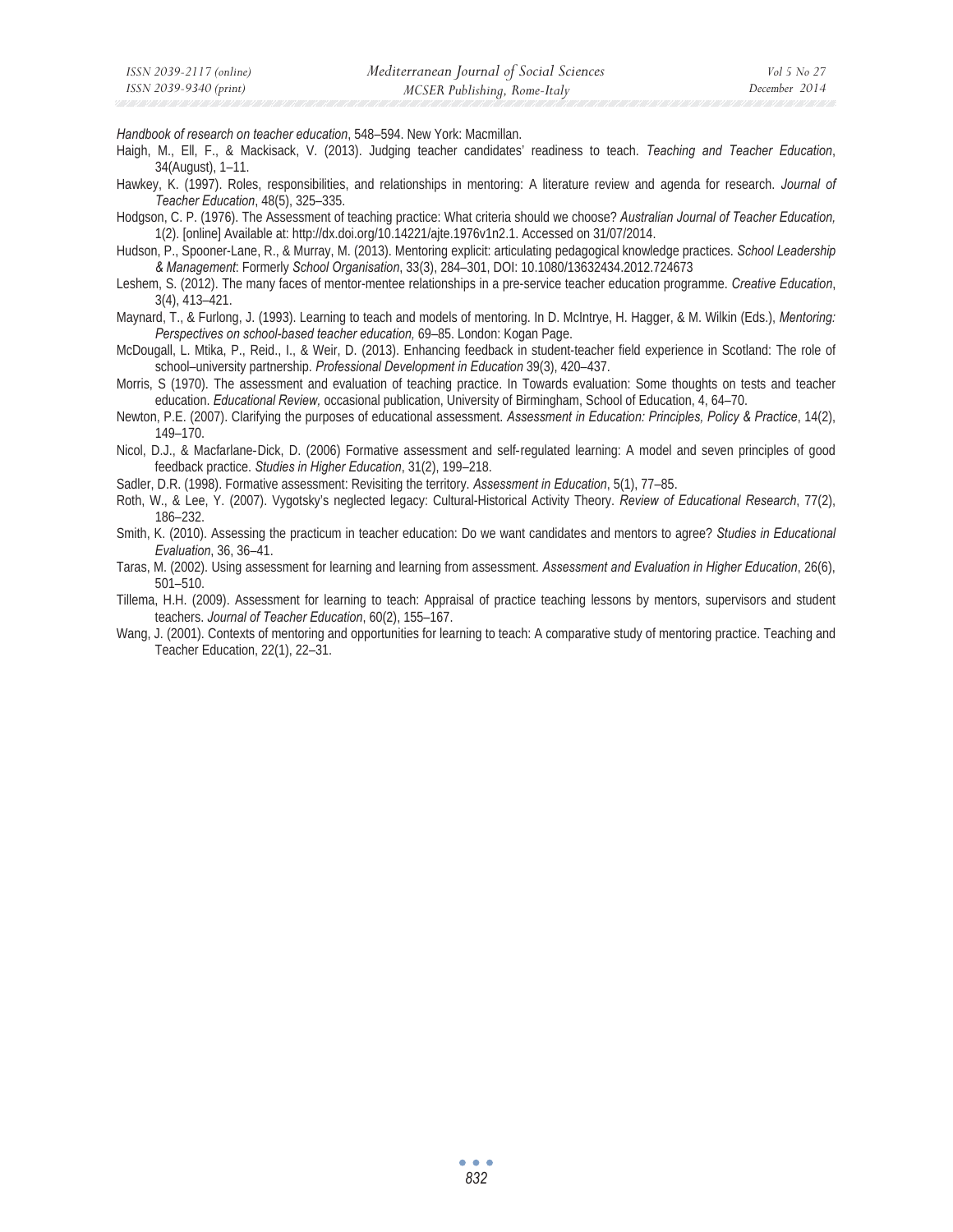*Handbook of research on teacher education*, 548–594. New York: Macmillan.

Haigh, M., Ell, F., & Mackisack, V. (2013). Judging teacher candidates' readiness to teach. *Teaching and Teacher Education*, 34(August), 1–11.

Hawkey, K. (1997). Roles, responsibilities, and relationships in mentoring: A literature review and agenda for research. *Journal of Teacher Education*, 48(5), 325–335.

Hodgson, C. P. (1976). The Assessment of teaching practice: What criteria should we choose? *Australian Journal of Teacher Education,* 1(2). [online] Available at: http://dx.doi.org/10.14221/ajte.1976v1n2.1. Accessed on 31/07/2014.

Hudson, P., Spooner-Lane, R., & Murray, M. (2013). Mentoring explicit: articulating pedagogical knowledge practices. *School Leadership & Management*: Formerly *School Organisation*, 33(3), 284–301, DOI: 10.1080/13632434.2012.724673

Leshem, S. (2012). The many faces of mentor-mentee relationships in a pre-service teacher education programme. *Creative Education*, 3(4), 413–421.

Maynard, T., & Furlong, J. (1993). Learning to teach and models of mentoring. In D. McIntrye, H. Hagger, & M. Wilkin (Eds.), *Mentoring: Perspectives on school-based teacher education,* 69–85. London: Kogan Page.

McDougall, L. Mtika, P., Reid., I., & Weir, D. (2013). Enhancing feedback in student-teacher field experience in Scotland: The role of school–university partnership. *Professional Development in Education* 39(3), 420–437.

Morris, S (1970). The assessment and evaluation of teaching practice. In Towards evaluation: Some thoughts on tests and teacher education. *Educational Review,* occasional publication, University of Birmingham, School of Education, 4, 64–70.

Newton, P.E. (2007). Clarifying the purposes of educational assessment. *Assessment in Education: Principles, Policy & Practice*, 14(2), 149–170.

Nicol, D.J., & Macfarlane-Dick, D. (2006) Formative assessment and self-regulated learning: A model and seven principles of good feedback practice. *Studies in Higher Education*, 31(2), 199–218.

Sadler, D.R. (1998). Formative assessment: Revisiting the territory. *Assessment in Education*, 5(1), 77–85.

Roth, W., & Lee, Y. (2007). Vygotsky's neglected legacy: Cultural-Historical Activity Theory. *Review of Educational Research*, 77(2), 186–232.

Smith, K. (2010). Assessing the practicum in teacher education: Do we want candidates and mentors to agree? *Studies in Educational Evaluation*, 36, 36–41.

Taras, M. (2002). Using assessment for learning and learning from assessment. *Assessment and Evaluation in Higher Education*, 26(6), 501–510.

Tillema, H.H. (2009). Assessment for learning to teach: Appraisal of practice teaching lessons by mentors, supervisors and student teachers. *Journal of Teacher Education*, 60(2), 155–167.

Wang, J. (2001). Contexts of mentoring and opportunities for learning to teach: A comparative study of mentoring practice. Teaching and Teacher Education, 22(1), 22–31.